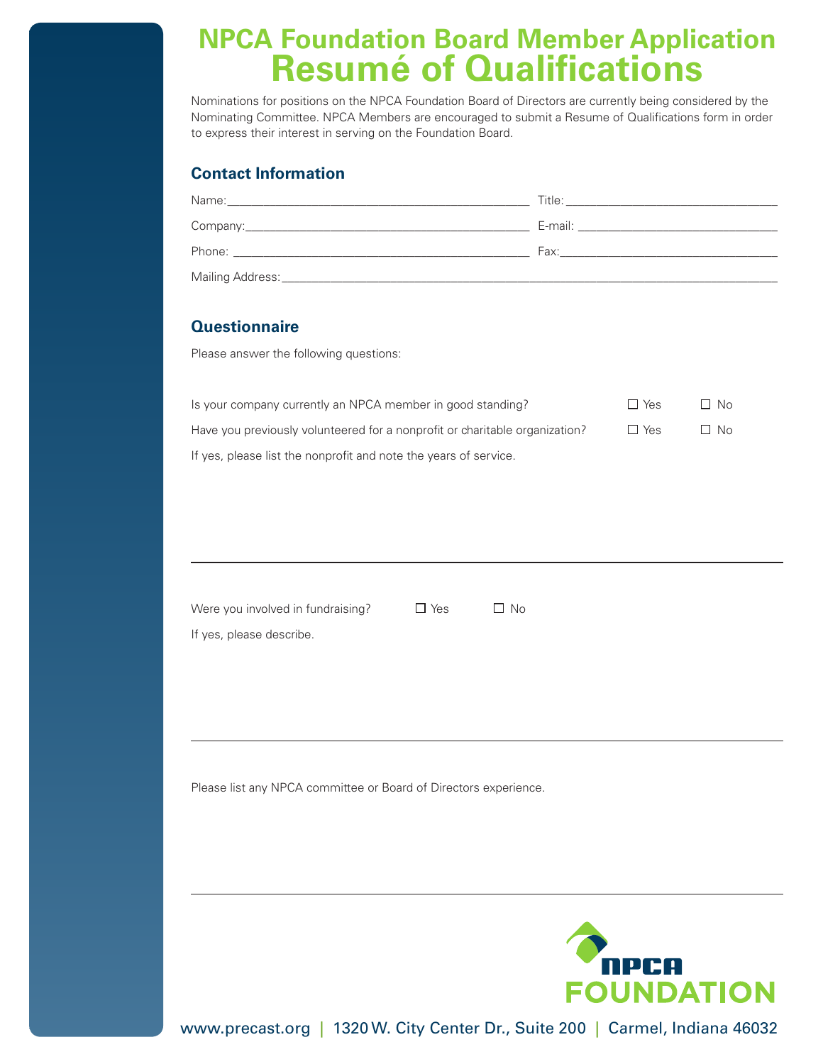# NPCA Foundation Board Member Application
# Resumé of Qualifications

Nominations for positions on the NPCA Foundation Board of Directors are currently being considered by the Nominating Committee. NPCA Members are encouraged to submit a Resume of Qualifications form in order to express their interest in serving on the Foundation Board.

## Contact Information

Name:_______________________________________________ Title: _________________________________

Company:____________________________________________ E-mail: ________________________________

Phone: ______________________________________________ Fax:___________________________________

Mailing Address:_____________________________________________________________________________

## Questionnaire

Please answer the following questions:

Is your company currently an NPCA member in good standing? ☐ Yes ☐ No

Have you previously volunteered for a nonprofit or charitable organization? ☐ Yes ☐ No

If yes, please list the nonprofit and note the years of service.

---

Were you involved in fundraising? ☐ Yes ☐ No

If yes, please describe.

---

Please list any NPCA committee or Board of Directors experience.

---

NPCA FOUNDATION

www.precast.org | 1320 W. City Center Dr., Suite 200 | Carmel, Indiana 46032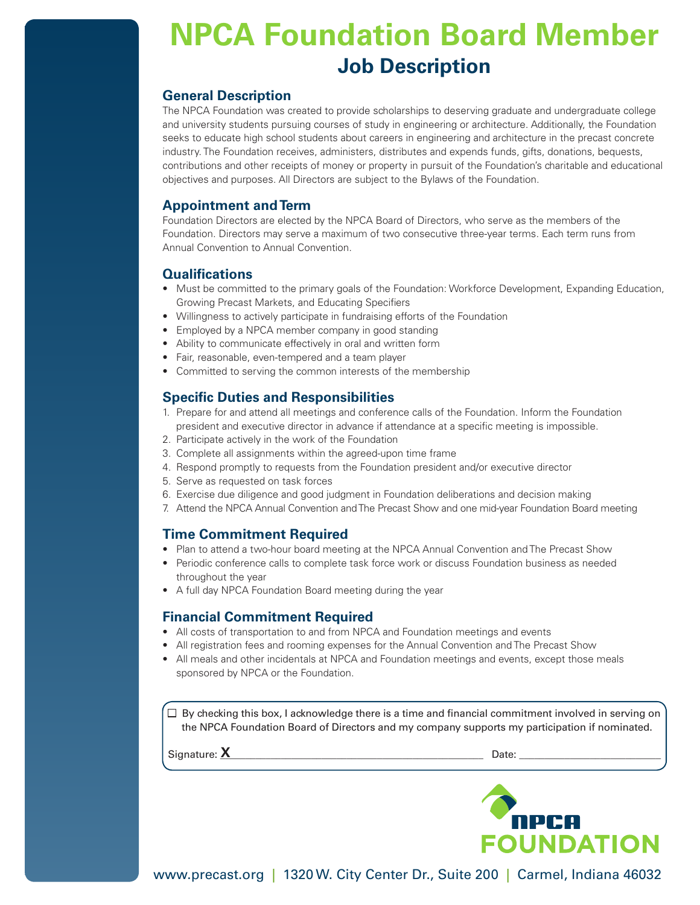# NPCA Foundation Board Member

## Job Description

### General Description

The NPCA Foundation was created to provide scholarships to deserving graduate and undergraduate college and university students pursuing courses of study in engineering or architecture. Additionally, the Foundation seeks to educate high school students about careers in engineering and architecture in the precast concrete industry. The Foundation receives, administers, distributes and expends funds, gifts, donations, bequests, contributions and other receipts of money or property in pursuit of the Foundation's charitable and educational objectives and purposes. All Directors are subject to the Bylaws of the Foundation.

### Appointment and Term

Foundation Directors are elected by the NPCA Board of Directors, who serve as the members of the Foundation. Directors may serve a maximum of two consecutive three-year terms. Each term runs from Annual Convention to Annual Convention.

### Qualifications

- Must be committed to the primary goals of the Foundation: Workforce Development, Expanding Education, Growing Precast Markets, and Educating Specifiers
- Willingness to actively participate in fundraising efforts of the Foundation
- Employed by a NPCA member company in good standing
- Ability to communicate effectively in oral and written form
- Fair, reasonable, even-tempered and a team player
- Committed to serving the common interests of the membership

### Specific Duties and Responsibilities

1. Prepare for and attend all meetings and conference calls of the Foundation. Inform the Foundation president and executive director in advance if attendance at a specific meeting is impossible.
2. Participate actively in the work of the Foundation
3. Complete all assignments within the agreed-upon time frame
4. Respond promptly to requests from the Foundation president and/or executive director
5. Serve as requested on task forces
6. Exercise due diligence and good judgment in Foundation deliberations and decision making
7. Attend the NPCA Annual Convention and The Precast Show and one mid-year Foundation Board meeting

### Time Commitment Required

- Plan to attend a two-hour board meeting at the NPCA Annual Convention and The Precast Show
- Periodic conference calls to complete task force work or discuss Foundation business as needed throughout the year
- A full day NPCA Foundation Board meeting during the year

### Financial Commitment Required

- All costs of transportation to and from NPCA and Foundation meetings and events
- All registration fees and rooming expenses for the Annual Convention and The Precast Show
- All meals and other incidentals at NPCA and Foundation meetings and events, except those meals sponsored by NPCA or the Foundation.

☐ By checking this box, I acknowledge there is a time and financial commitment involved in serving on the NPCA Foundation Board of Directors and my company supports my participation if nominated.

Signature: **X**\_\_\_\_\_\_\_\_\_\_\_\_\_\_\_\_\_\_\_\_\_\_\_\_\_\_\_\_\_\_\_\_\_\_\_\_\_\_\_\_ Date: \_\_\_\_\_\_\_\_\_\_\_\_\_\_\_\_\_\_\_\_\_\_\_\_

NPCA FOUNDATION

www.precast.org | 1320 W. City Center Dr., Suite 200 | Carmel, Indiana 46032